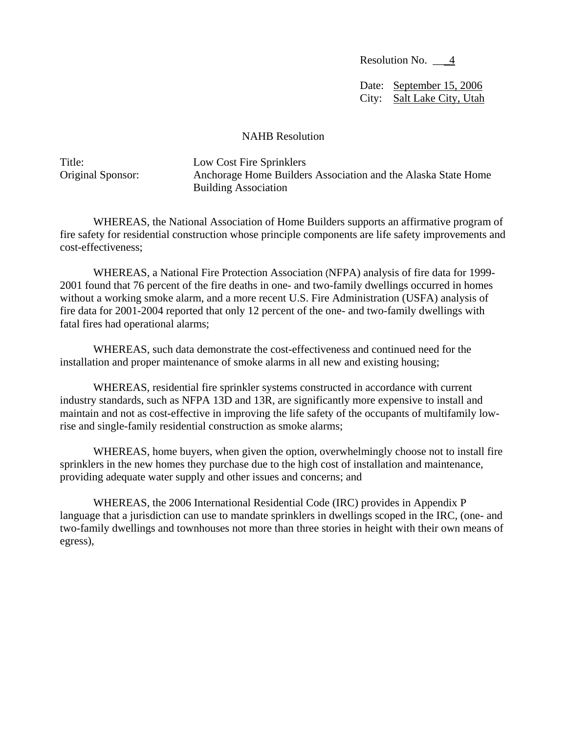Resolution No. 4

Date: September 15, 2006
City: Salt Lake City, Utah

NAHB Resolution

Title: Low Cost Fire Sprinklers
Original Sponsor: Anchorage Home Builders Association and the Alaska State Home Building Association

WHEREAS, the National Association of Home Builders supports an affirmative program of fire safety for residential construction whose principle components are life safety improvements and cost-effectiveness;

WHEREAS, a National Fire Protection Association (NFPA) analysis of fire data for 1999-2001 found that 76 percent of the fire deaths in one- and two-family dwellings occurred in homes without a working smoke alarm, and a more recent U.S. Fire Administration (USFA) analysis of fire data for 2001-2004 reported that only 12 percent of the one- and two-family dwellings with fatal fires had operational alarms;

WHEREAS, such data demonstrate the cost-effectiveness and continued need for the installation and proper maintenance of smoke alarms in all new and existing housing;

WHEREAS, residential fire sprinkler systems constructed in accordance with current industry standards, such as NFPA 13D and 13R, are significantly more expensive to install and maintain and not as cost-effective in improving the life safety of the occupants of multifamily low-rise and single-family residential construction as smoke alarms;

WHEREAS, home buyers, when given the option, overwhelmingly choose not to install fire sprinklers in the new homes they purchase due to the high cost of installation and maintenance, providing adequate water supply and other issues and concerns; and

WHEREAS, the 2006 International Residential Code (IRC) provides in Appendix P language that a jurisdiction can use to mandate sprinklers in dwellings scoped in the IRC, (one- and two-family dwellings and townhouses not more than three stories in height with their own means of egress),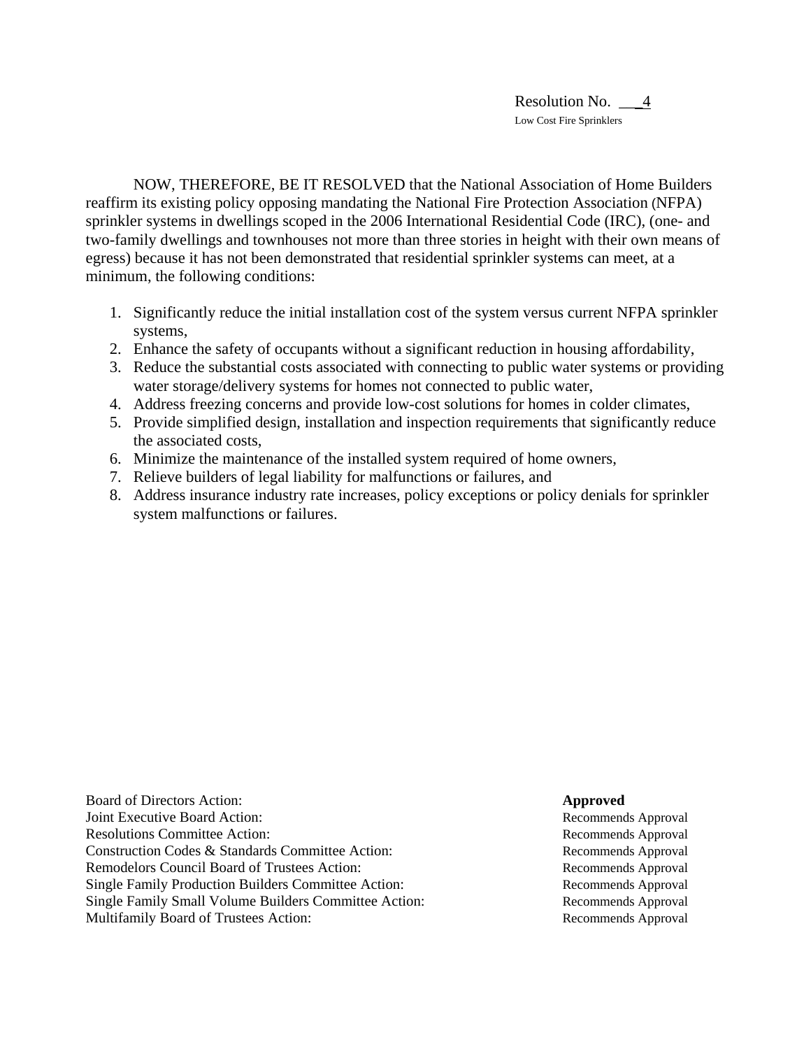Resolution No. ___4
Low Cost Fire Sprinklers

NOW, THEREFORE, BE IT RESOLVED that the National Association of Home Builders reaffirm its existing policy opposing mandating the National Fire Protection Association (NFPA) sprinkler systems in dwellings scoped in the 2006 International Residential Code (IRC), (one- and two-family dwellings and townhouses not more than three stories in height with their own means of egress) because it has not been demonstrated that residential sprinkler systems can meet, at a minimum, the following conditions:

1. Significantly reduce the initial installation cost of the system versus current NFPA sprinkler systems,
2. Enhance the safety of occupants without a significant reduction in housing affordability,
3. Reduce the substantial costs associated with connecting to public water systems or providing water storage/delivery systems for homes not connected to public water,
4. Address freezing concerns and provide low-cost solutions for homes in colder climates,
5. Provide simplified design, installation and inspection requirements that significantly reduce the associated costs,
6. Minimize the maintenance of the installed system required of home owners,
7. Relieve builders of legal liability for malfunctions or failures, and
8. Address insurance industry rate increases, policy exceptions or policy denials for sprinkler system malfunctions or failures.

| | |
|---|---|
| Board of Directors Action: | **Approved** |
| Joint Executive Board Action: | Recommends Approval |
| Resolutions Committee Action: | Recommends Approval |
| Construction Codes & Standards Committee Action: | Recommends Approval |
| Remodelors Council Board of Trustees Action: | Recommends Approval |
| Single Family Production Builders Committee Action: | Recommends Approval |
| Single Family Small Volume Builders Committee Action: | Recommends Approval |
| Multifamily Board of Trustees Action: | Recommends Approval |